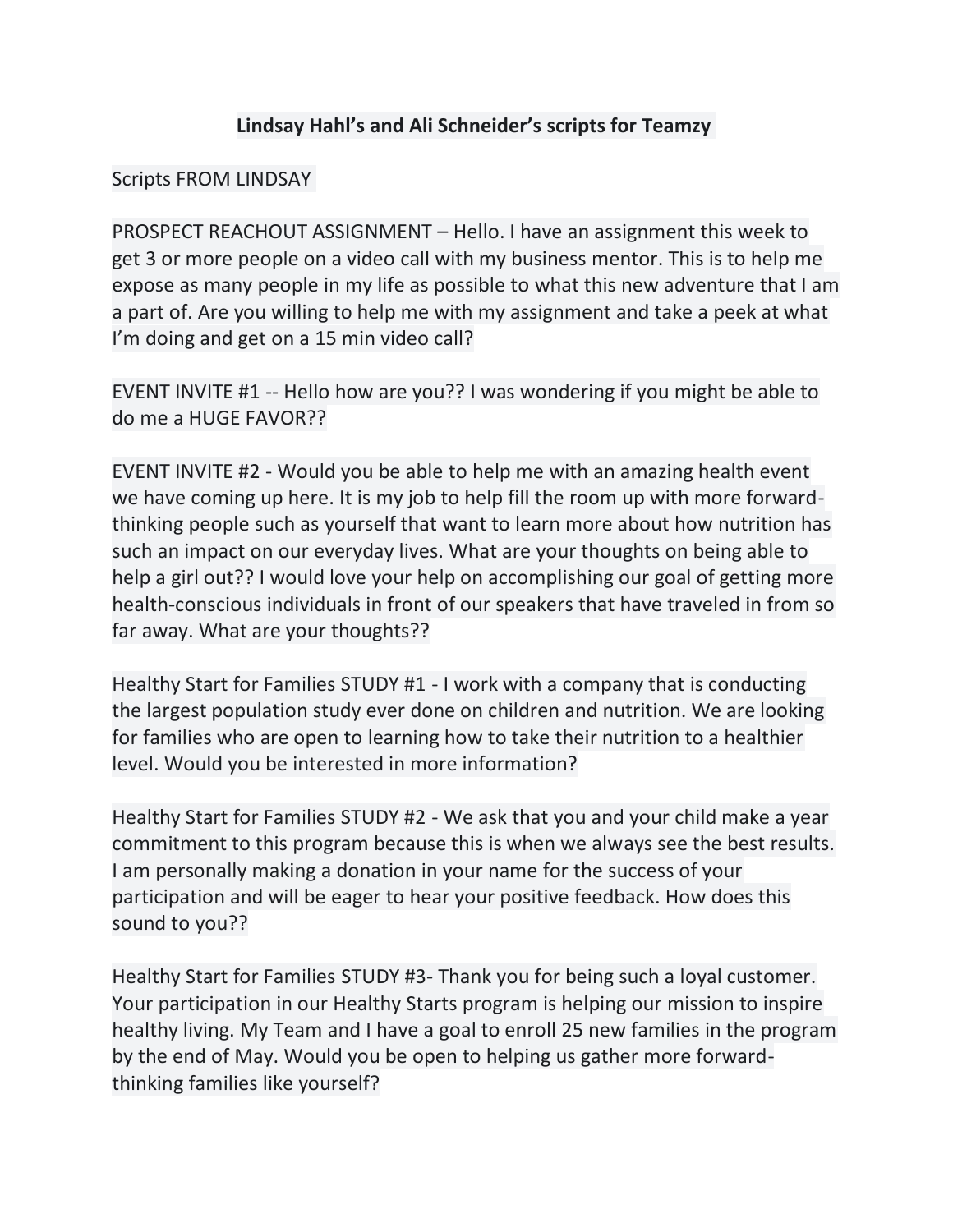# Lindsay Hahl's and Ali Schneider's scripts for Teamzy

Scripts FROM LINDSAY

PROSPECT REACHOUT ASSIGNMENT – Hello. I have an assignment this week to get 3 or more people on a video call with my business mentor. This is to help me expose as many people in my life as possible to what this new adventure that I am a part of. Are you willing to help me with my assignment and take a peek at what I'm doing and get on a 15 min video call?

EVENT INVITE #1 -- Hello how are you?? I was wondering if you might be able to do me a HUGE FAVOR??

EVENT INVITE #2 - Would you be able to help me with an amazing health event we have coming up here. It is my job to help fill the room up with more forward-thinking people such as yourself that want to learn more about how nutrition has such an impact on our everyday lives. What are your thoughts on being able to help a girl out?? I would love your help on accomplishing our goal of getting more health-conscious individuals in front of our speakers that have traveled in from so far away. What are your thoughts??

Healthy Start for Families STUDY #1 - I work with a company that is conducting the largest population study ever done on children and nutrition. We are looking for families who are open to learning how to take their nutrition to a healthier level. Would you be interested in more information?

Healthy Start for Families STUDY #2 - We ask that you and your child make a year commitment to this program because this is when we always see the best results. I am personally making a donation in your name for the success of your participation and will be eager to hear your positive feedback. How does this sound to you??

Healthy Start for Families STUDY #3- Thank you for being such a loyal customer. Your participation in our Healthy Starts program is helping our mission to inspire healthy living. My Team and I have a goal to enroll 25 new families in the program by the end of May. Would you be open to helping us gather more forward-thinking families like yourself?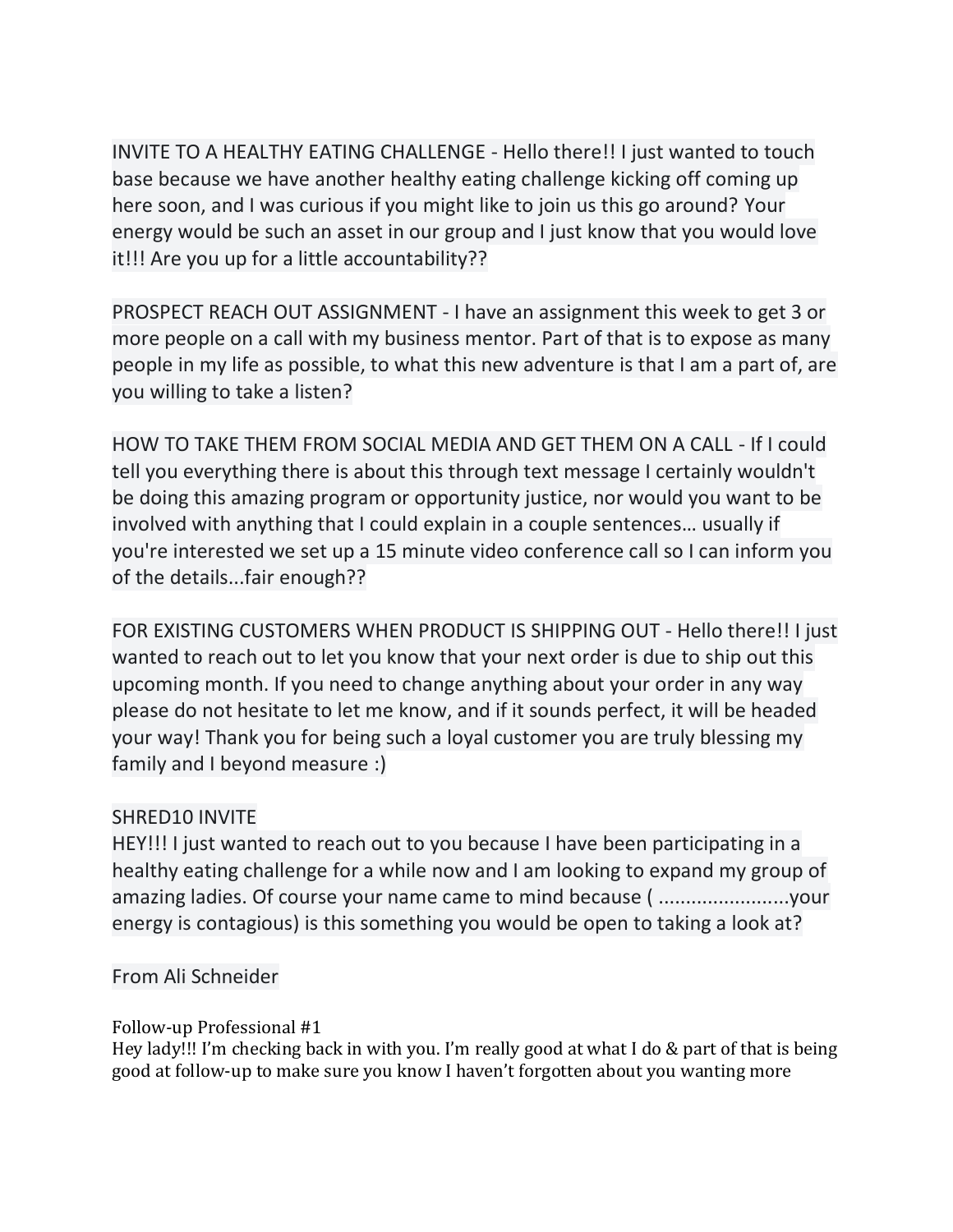INVITE TO A HEALTHY EATING CHALLENGE - Hello there!! I just wanted to touch base because we have another healthy eating challenge kicking off coming up here soon, and I was curious if you might like to join us this go around? Your energy would be such an asset in our group and I just know that you would love it!!! Are you up for a little accountability??

PROSPECT REACH OUT ASSIGNMENT - I have an assignment this week to get 3 or more people on a call with my business mentor. Part of that is to expose as many people in my life as possible, to what this new adventure is that I am a part of, are you willing to take a listen?

HOW TO TAKE THEM FROM SOCIAL MEDIA AND GET THEM ON A CALL - If I could tell you everything there is about this through text message I certainly wouldn't be doing this amazing program or opportunity justice, nor would you want to be involved with anything that I could explain in a couple sentences… usually if you're interested we set up a 15 minute video conference call so I can inform you of the details...fair enough??

FOR EXISTING CUSTOMERS WHEN PRODUCT IS SHIPPING OUT - Hello there!! I just wanted to reach out to let you know that your next order is due to ship out this upcoming month. If you need to change anything about your order in any way please do not hesitate to let me know, and if it sounds perfect, it will be headed your way! Thank you for being such a loyal customer you are truly blessing my family and I beyond measure :)

SHRED10 INVITE
HEY!!! I just wanted to reach out to you because I have been participating in a healthy eating challenge for a while now and I am looking to expand my group of amazing ladies. Of course your name came to mind because ( ........................your energy is contagious) is this something you would be open to taking a look at?

From Ali Schneider

Follow-up Professional #1
Hey lady!!! I'm checking back in with you. I'm really good at what I do & part of that is being good at follow-up to make sure you know I haven't forgotten about you wanting more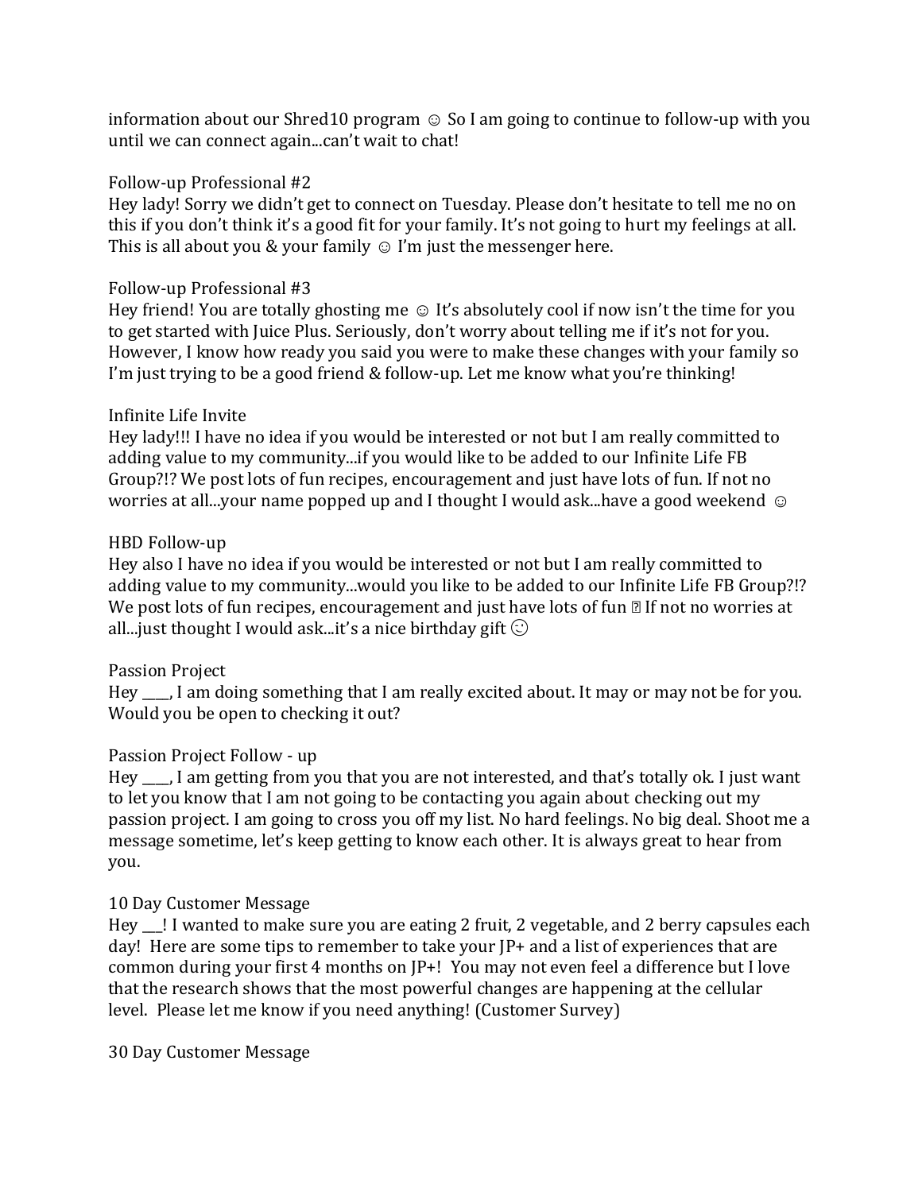information about our Shred10 program ☺ So I am going to continue to follow-up with you until we can connect again...can't wait to chat!

Follow-up Professional #2
Hey lady! Sorry we didn't get to connect on Tuesday. Please don't hesitate to tell me no on this if you don't think it's a good fit for your family. It's not going to hurt my feelings at all. This is all about you & your family ☺ I'm just the messenger here.

Follow-up Professional #3
Hey friend! You are totally ghosting me ☺ It's absolutely cool if now isn't the time for you to get started with Juice Plus. Seriously, don't worry about telling me if it's not for you. However, I know how ready you said you were to make these changes with your family so I'm just trying to be a good friend & follow-up. Let me know what you're thinking!

Infinite Life Invite
Hey lady!!! I have no idea if you would be interested or not but I am really committed to adding value to my community...if you would like to be added to our Infinite Life FB Group?!? We post lots of fun recipes, encouragement and just have lots of fun. If not no worries at all...your name popped up and I thought I would ask...have a good weekend ☺

HBD Follow-up
Hey also I have no idea if you would be interested or not but I am really committed to adding value to my community...would you like to be added to our Infinite Life FB Group?!? We post lots of fun recipes, encouragement and just have lots of fun ▯ If not no worries at all...just thought I would ask...it's a nice birthday gift ☺

Passion Project
Hey ____, I am doing something that I am really excited about. It may or may not be for you. Would you be open to checking it out?

Passion Project Follow - up
Hey ____, I am getting from you that you are not interested, and that's totally ok. I just want to let you know that I am not going to be contacting you again about checking out my passion project. I am going to cross you off my list. No hard feelings. No big deal. Shoot me a message sometime, let's keep getting to know each other. It is always great to hear from you.

10 Day Customer Message
Hey ___! I wanted to make sure you are eating 2 fruit, 2 vegetable, and 2 berry capsules each day! Here are some tips to remember to take your JP+ and a list of experiences that are common during your first 4 months on JP+! You may not even feel a difference but I love that the research shows that the most powerful changes are happening at the cellular level. Please let me know if you need anything! (Customer Survey)

30 Day Customer Message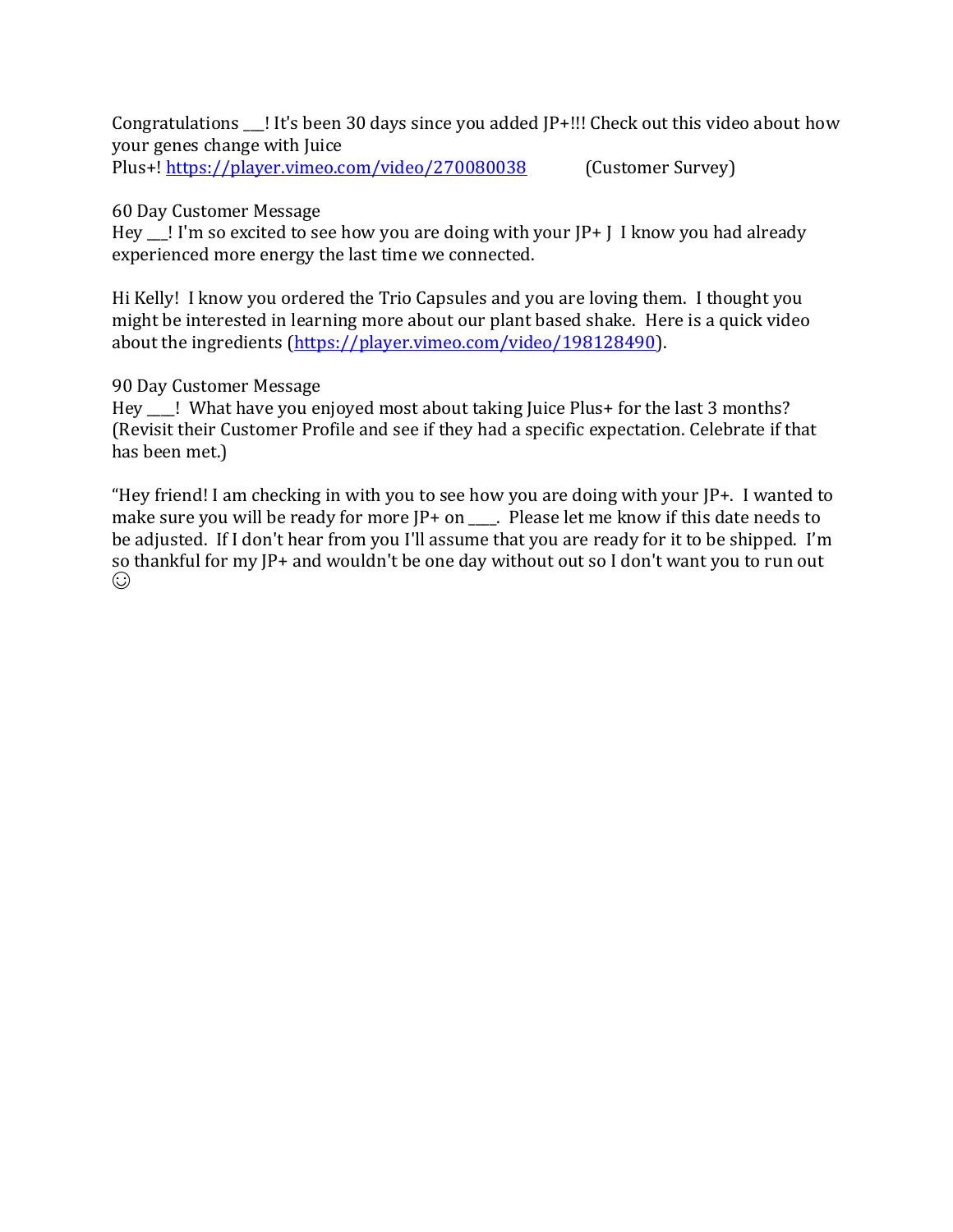Congratulations ___! It's been 30 days since you added JP+!!! Check out this video about how your genes change with Juice Plus+! https://player.vimeo.com/video/270080038 (Customer Survey)

60 Day Customer Message
Hey ___! I'm so excited to see how you are doing with your JP+ J I know you had already experienced more energy the last time we connected.

Hi Kelly! I know you ordered the Trio Capsules and you are loving them. I thought you might be interested in learning more about our plant based shake. Here is a quick video about the ingredients (https://player.vimeo.com/video/198128490).

90 Day Customer Message
Hey ____! What have you enjoyed most about taking Juice Plus+ for the last 3 months? (Revisit their Customer Profile and see if they had a specific expectation. Celebrate if that has been met.)

"Hey friend! I am checking in with you to see how you are doing with your JP+. I wanted to make sure you will be ready for more JP+ on ____. Please let me know if this date needs to be adjusted. If I don't hear from you I'll assume that you are ready for it to be shipped. I'm so thankful for my JP+ and wouldn't be one day without out so I don't want you to run out ☺